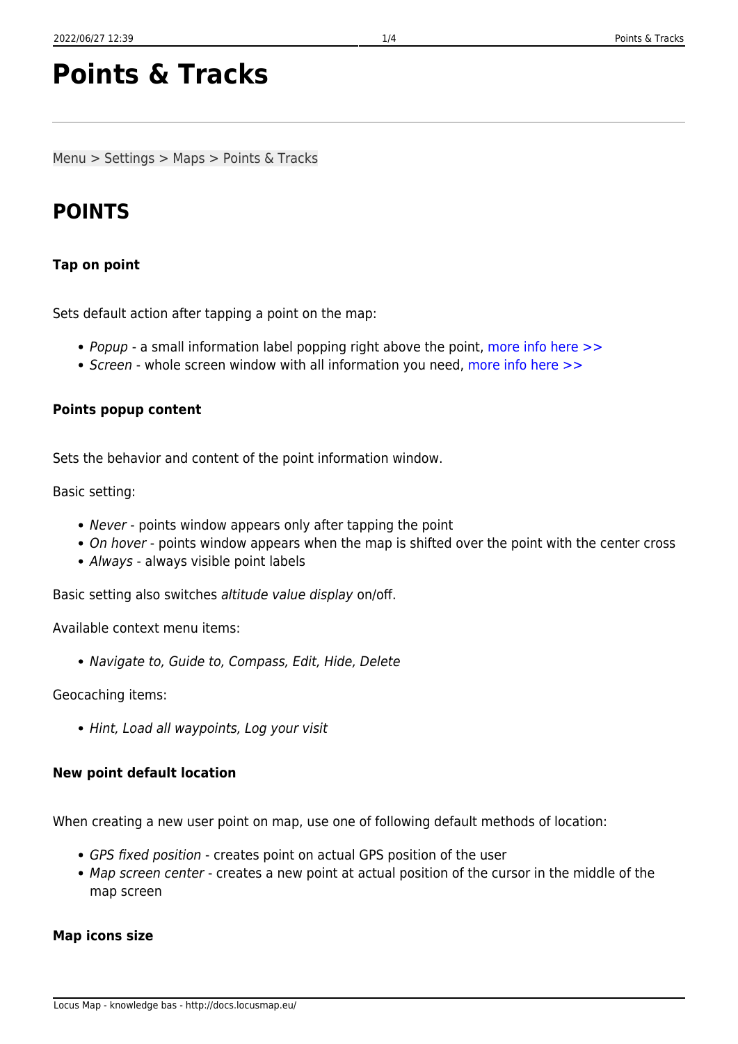# Points & Tracks

Menu > Settings > Maps > Points & Tracks

## POINTS

#### Tap on point

Sets default action after tapping a point on the map:

- *Popup* - a small information label popping right above the point, more info here >>
- *Screen* - whole screen window with all information you need, more info here >>

#### Points popup content

Sets the behavior and content of the point information window.

Basic setting:

- *Never* - points window appears only after tapping the point
- *On hover* - points window appears when the map is shifted over the point with the center cross
- *Always* - always visible point labels

Basic setting also switches *altitude value display* on/off.

Available context menu items:

- *Navigate to, Guide to, Compass, Edit, Hide, Delete*

Geocaching items:

- *Hint, Load all waypoints, Log your visit*

#### New point default location

When creating a new user point on map, use one of following default methods of location:

- *GPS fixed position* - creates point on actual GPS position of the user
- *Map screen center* - creates a new point at actual position of the cursor in the middle of the map screen

#### Map icons size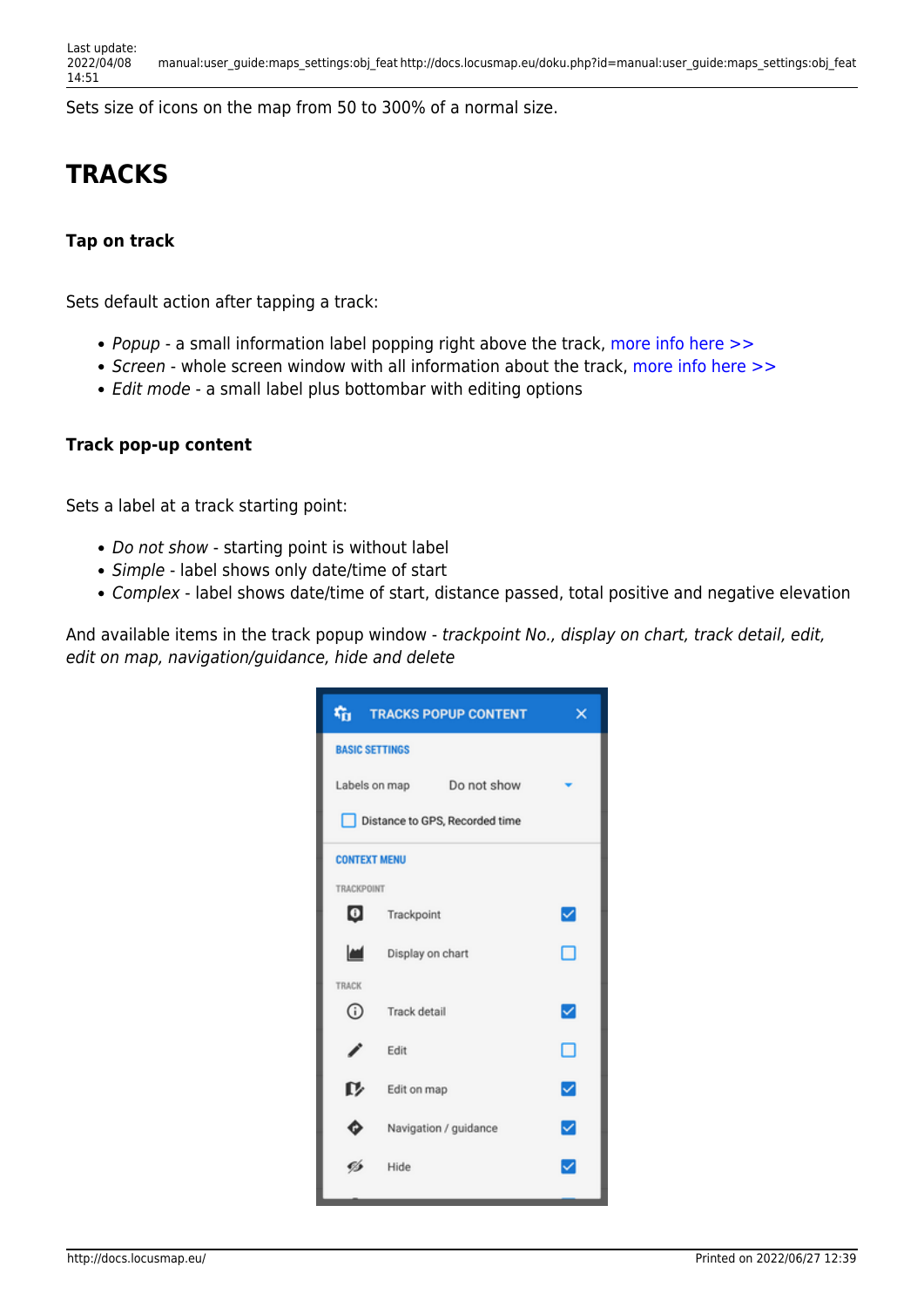Sets size of icons on the map from 50 to 300% of a normal size.

# TRACKS

### Tap on track

Sets default action after tapping a track:

- *Popup* - a small information label popping right above the track, more info here >>
- *Screen* - whole screen window with all information about the track, more info here >>
- *Edit mode* - a small label plus bottombar with editing options

### Track pop-up content

Sets a label at a track starting point:

- *Do not show* - starting point is without label
- *Simple* - label shows only date/time of start
- *Complex* - label shows date/time of start, distance passed, total positive and negative elevation

And available items in the track popup window - *trackpoint No., display on chart, track detail, edit, edit on map, navigation/guidance, hide and delete*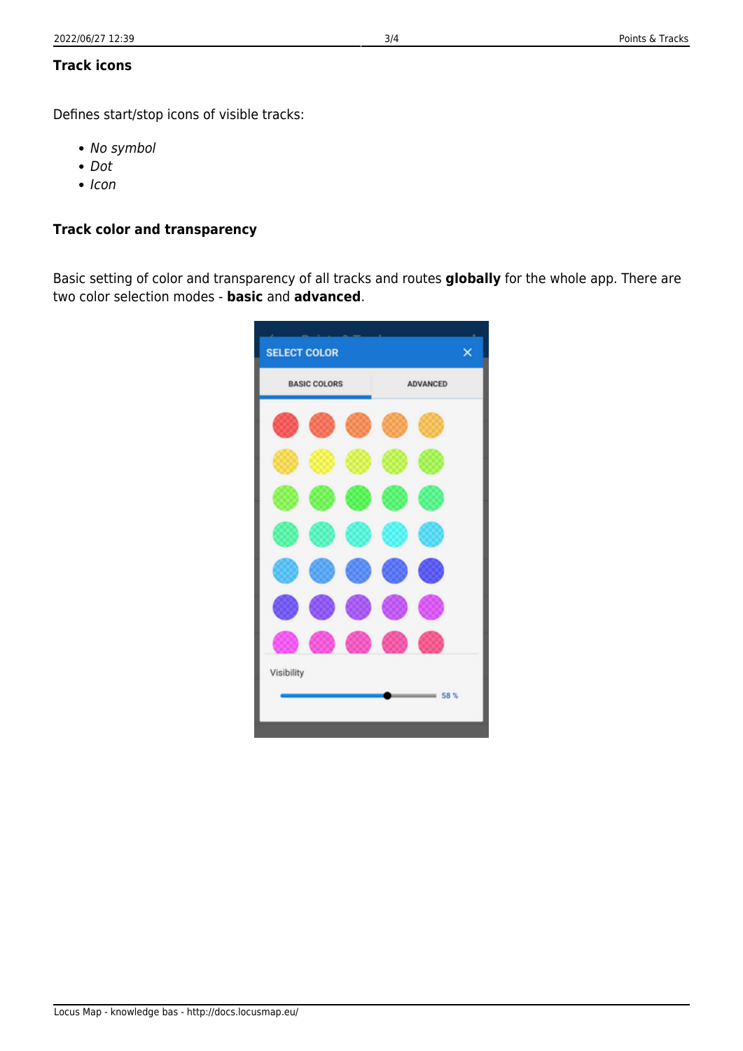### Track icons

Defines start/stop icons of visible tracks:

- *No symbol*
- *Dot*
- *Icon*

### Track color and transparency

Basic setting of color and transparency of all tracks and routes **globally** for the whole app. There are two color selection modes - **basic** and **advanced**.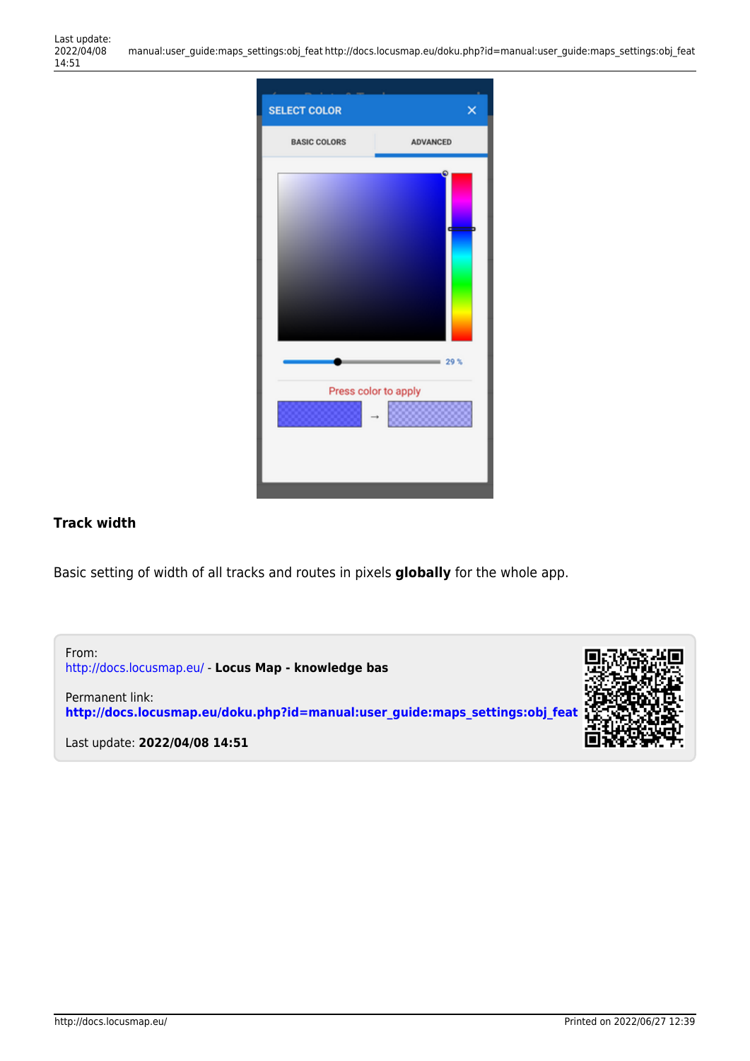### Track width

Basic setting of width of all tracks and routes in pixels **globally** for the whole app.

From:
http://docs.locusmap.eu/ - **Locus Map - knowledge bas**

Permanent link:
**http://docs.locusmap.eu/doku.php?id=manual:user_guide:maps_settings:obj_feat**

Last update: **2022/04/08 14:51**